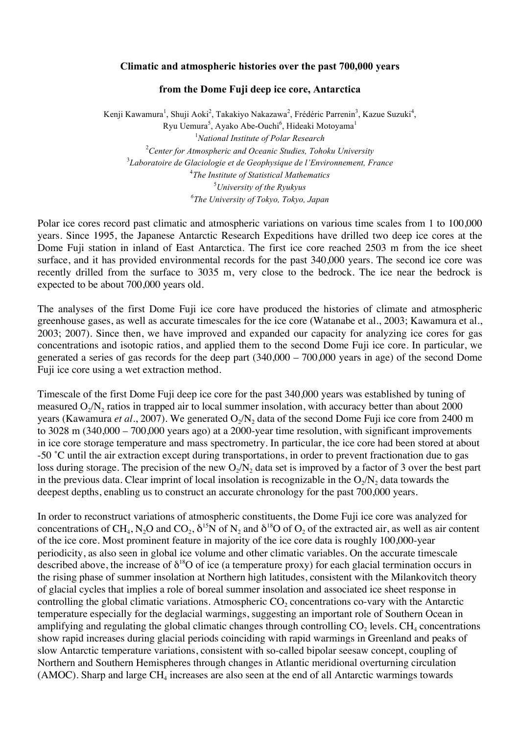**Climatic and atmospheric histories over the past 700,000 years**

**from the Dome Fuji deep ice core, Antarctica**

Kenji Kawamura[1], Shuji Aoki[2], Takakiyo Nakazawa[2], Frédéric Parrenin[3], Kazue Suzuki[4], Ryu Uemura[5], Ayako Abe-Ouchi[6], Hideaki Motoyama[1]

[1]*National Institute of Polar Research*
[2]*Center for Atmospheric and Oceanic Studies, Tohoku University*
[3]*Laboratoire de Glaciologie et de Geophysique de l'Environnement, France*
[4]*The Institute of Statistical Mathematics*
[5]*University of the Ryukyus*
[6]*The University of Tokyo, Tokyo, Japan*

Polar ice cores record past climatic and atmospheric variations on various time scales from 1 to 100,000 years. Since 1995, the Japanese Antarctic Research Expeditions have drilled two deep ice cores at the Dome Fuji station in inland of East Antarctica. The first ice core reached 2503 m from the ice sheet surface, and it has provided environmental records for the past 340,000 years. The second ice core was recently drilled from the surface to 3035 m, very close to the bedrock. The ice near the bedrock is expected to be about 700,000 years old.

The analyses of the first Dome Fuji ice core have produced the histories of climate and atmospheric greenhouse gases, as well as accurate timescales for the ice core (Watanabe et al., 2003; Kawamura et al., 2003; 2007). Since then, we have improved and expanded our capacity for analyzing ice cores for gas concentrations and isotopic ratios, and applied them to the second Dome Fuji ice core. In particular, we generated a series of gas records for the deep part (340,000 – 700,000 years in age) of the second Dome Fuji ice core using a wet extraction method.

Timescale of the first Dome Fuji deep ice core for the past 340,000 years was established by tuning of measured $O_2/N_2$ ratios in trapped air to local summer insolation, with accuracy better than about 2000 years (Kawamura *et al*., 2007). We generated $O_2/N_2$ data of the second Dome Fuji ice core from 2400 m to 3028 m (340,000 – 700,000 years ago) at a 2000-year time resolution, with significant improvements in ice core storage temperature and mass spectrometry. In particular, the ice core had been stored at about -50 ˚C until the air extraction except during transportations, in order to prevent fractionation due to gas loss during storage. The precision of the new $O_2/N_2$ data set is improved by a factor of 3 over the best part in the previous data. Clear imprint of local insolation is recognizable in the $O_2/N_2$ data towards the deepest depths, enabling us to construct an accurate chronology for the past 700,000 years.

In order to reconstruct variations of atmospheric constituents, the Dome Fuji ice core was analyzed for concentrations of $CH_4$, $N_2O$ and $CO_2$, $\delta^{15}N$ of $N_2$ and $\delta^{18}O$ of $O_2$ of the extracted air, as well as air content of the ice core. Most prominent feature in majority of the ice core data is roughly 100,000-year periodicity, as also seen in global ice volume and other climatic variables. On the accurate timescale described above, the increase of $\delta^{18}O$ of ice (a temperature proxy) for each glacial termination occurs in the rising phase of summer insolation at Northern high latitudes, consistent with the Milankovitch theory of glacial cycles that implies a role of boreal summer insolation and associated ice sheet response in controlling the global climatic variations. Atmospheric $CO_2$ concentrations co-vary with the Antarctic temperature especially for the deglacial warmings, suggesting an important role of Southern Ocean in amplifying and regulating the global climatic changes through controlling $CO_2$ levels. $CH_4$ concentrations show rapid increases during glacial periods coinciding with rapid warmings in Greenland and peaks of slow Antarctic temperature variations, consistent with so-called bipolar seesaw concept, coupling of Northern and Southern Hemispheres through changes in Atlantic meridional overturning circulation (AMOC). Sharp and large $CH_4$ increases are also seen at the end of all Antarctic warmings towards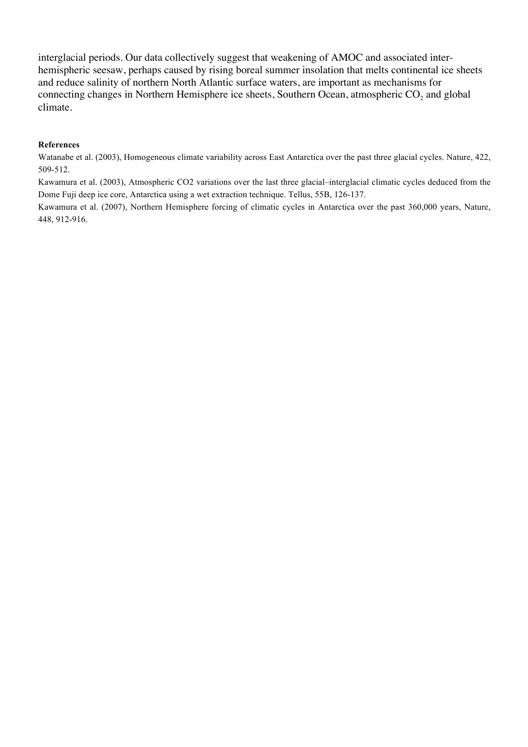interglacial periods. Our data collectively suggest that weakening of AMOC and associated inter-hemispheric seesaw, perhaps caused by rising boreal summer insolation that melts continental ice sheets and reduce salinity of northern North Atlantic surface waters, are important as mechanisms for connecting changes in Northern Hemisphere ice sheets, Southern Ocean, atmospheric $CO_2$ and global climate.

**References**

Watanabe et al. (2003), Homogeneous climate variability across East Antarctica over the past three glacial cycles. Nature, 422, 509-512.

Kawamura et al. (2003), Atmospheric CO2 variations over the last three glacial–interglacial climatic cycles deduced from the Dome Fuji deep ice core, Antarctica using a wet extraction technique. Tellus, 55B, 126-137.

Kawamura et al. (2007), Northern Hemisphere forcing of climatic cycles in Antarctica over the past 360,000 years, Nature, 448, 912-916.